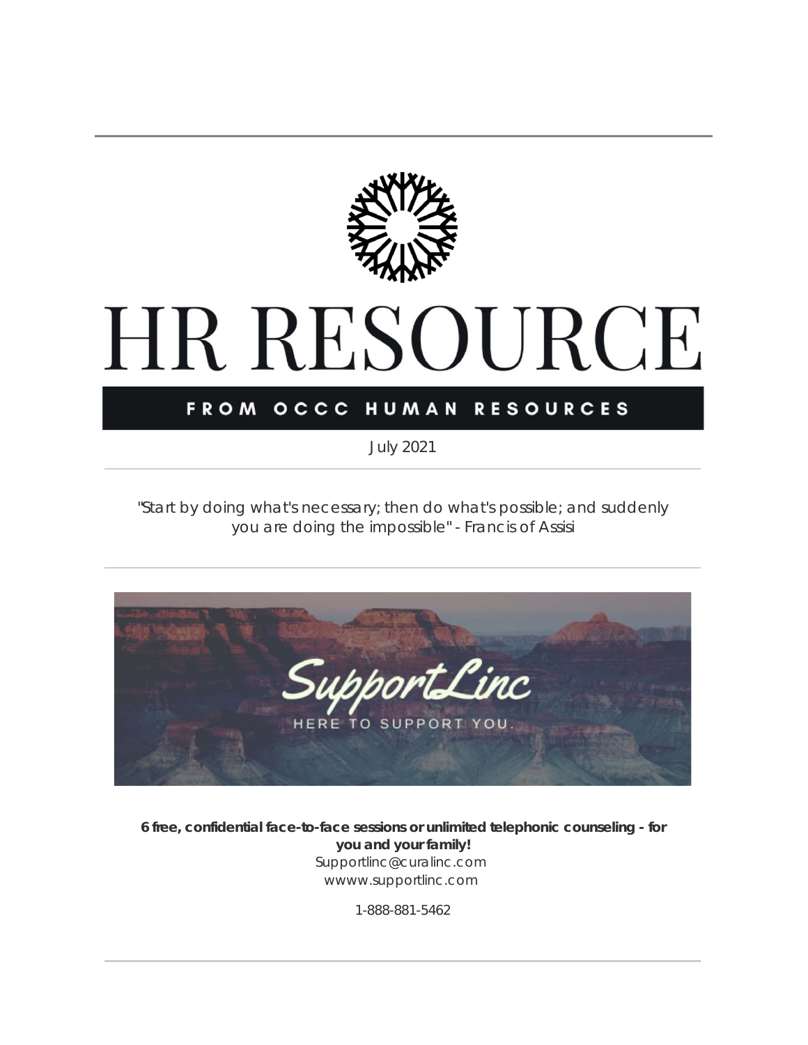# HR RESOURCE

## FROM OCCC HUMAN RESOURCES

July 2021

"Start by doing what's necessary; then do what's possible; and suddenly you are doing the impossible" - Francis of Assisi

SupportLinc

HERE TO SUPPORT YOU.

**6 free, confidential face-to-face sessions or unlimited telephonic counseling - for you and your family!**

Supportlinc@curalinc.com

wwww.supportlinc.com

1-888-881-5462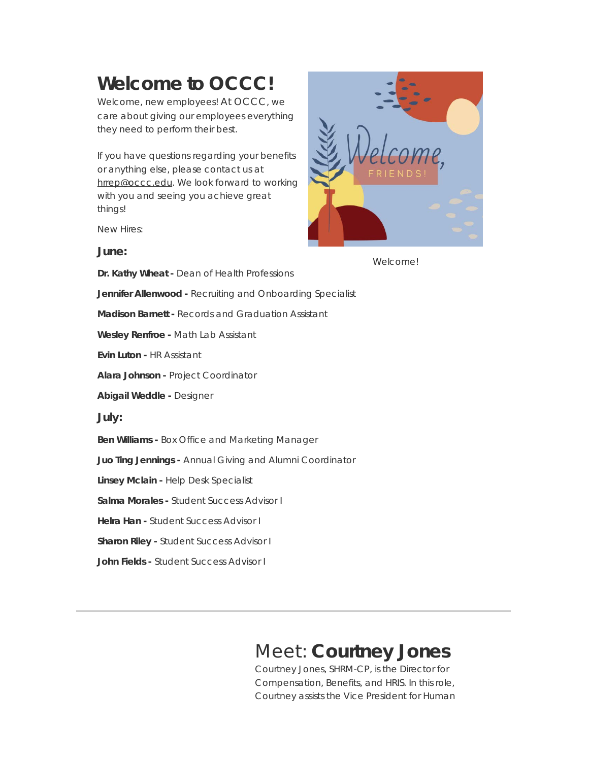# Welcome to OCCC!

Welcome, new employees! At OCCC, we care about giving our employees everything they need to perform their best.

If you have questions regarding your benefits or anything else, please contact us at hrrep@occc.edu. We look forward to working with you and seeing you achieve great things!

Welcome!

New Hires:

### June:

**Dr. Kathy Wheat -** Dean of Health Professions

**Jennifer Allenwood -** Recruiting and Onboarding Specialist

**Madison Barnett -** Records and Graduation Assistant

**Wesley Renfroe -** Math Lab Assistant

**Evin Luton -** HR Assistant

**Alara Johnson -** Project Coordinator

**Abigail Weddle -** Designer

### July:

**Ben Williams -** Box Office and Marketing Manager

**Juo Ting Jennings -** Annual Giving and Alumni Coordinator

**Linsey Mclain -** Help Desk Specialist

**Salma Morales -** Student Success Advisor I

**Helra Han -** Student Success Advisor I

**Sharon Riley -** Student Success Advisor I

**John Fields -** Student Success Advisor I

---

# Meet: **Courtney Jones**

Courtney Jones, SHRM-CP, is the Director for Compensation, Benefits, and HRIS. In this role, Courtney assists the Vice President for Human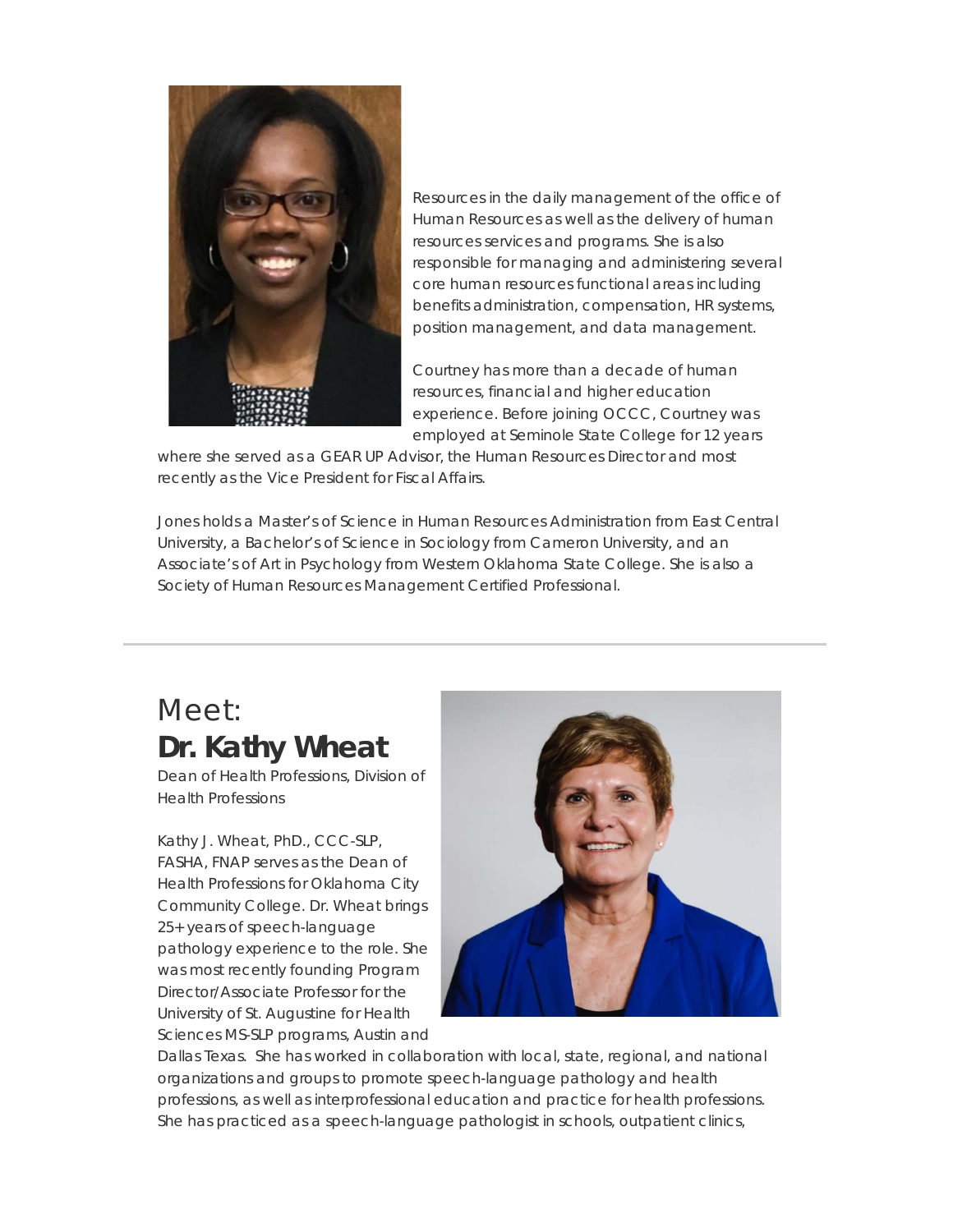Resources in the daily management of the office of Human Resources as well as the delivery of human resources services and programs. She is also responsible for managing and administering several core human resources functional areas including benefits administration, compensation, HR systems, position management, and data management.

Courtney has more than a decade of human resources, financial and higher education experience. Before joining OCCC, Courtney was employed at Seminole State College for 12 years where she served as a GEAR UP Advisor, the Human Resources Director and most recently as the Vice President for Fiscal Affairs.

Jones holds a Master's of Science in Human Resources Administration from East Central University, a Bachelor's of Science in Sociology from Cameron University, and an Associate's of Art in Psychology from Western Oklahoma State College. She is also a Society of Human Resources Management Certified Professional.

---

## Meet: **Dr. Kathy Wheat**

Dean of Health Professions, Division of Health Professions

Kathy J. Wheat, PhD., CCC-SLP, FASHA, FNAP serves as the Dean of Health Professions for Oklahoma City Community College. Dr. Wheat brings 25+ years of speech-language pathology experience to the role. She was most recently founding Program Director/Associate Professor for the University of St. Augustine for Health Sciences MS-SLP programs, Austin and Dallas Texas. She has worked in collaboration with local, state, regional, and national organizations and groups to promote speech-language pathology and health professions, as well as interprofessional education and practice for health professions. She has practiced as a speech-language pathologist in schools, outpatient clinics,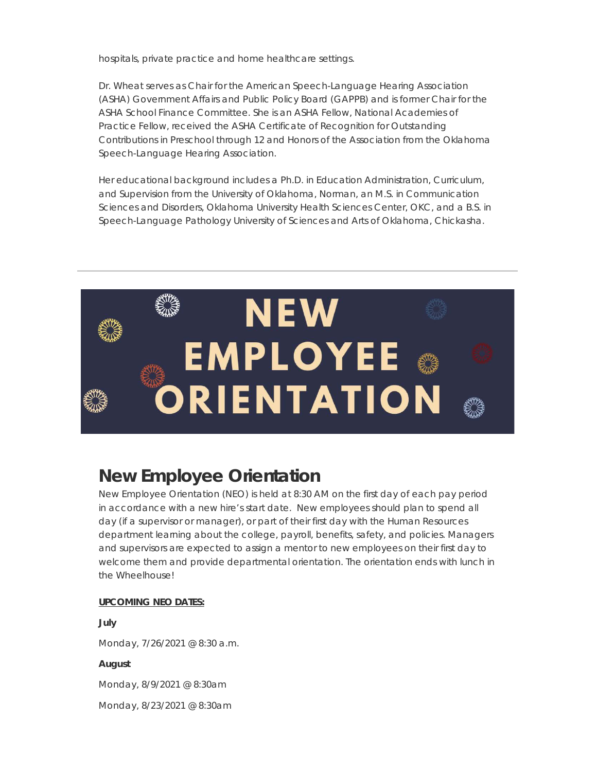hospitals, private practice and home healthcare settings.

Dr. Wheat serves as Chair for the American Speech-Language Hearing Association (ASHA) Government Affairs and Public Policy Board (GAPPB) and is former Chair for the ASHA School Finance Committee. She is an ASHA Fellow, National Academies of Practice Fellow, received the ASHA Certificate of Recognition for Outstanding Contributions in Preschool through 12 and Honors of the Association from the Oklahoma Speech-Language Hearing Association.

Her educational background includes a Ph.D. in Education Administration, Curriculum, and Supervision from the University of Oklahoma, Norman, an M.S. in Communication Sciences and Disorders, Oklahoma University Health Sciences Center, OKC, and a B.S. in Speech-Language Pathology University of Sciences and Arts of Oklahoma, Chickasha.

---

NEW EMPLOYEE ORIENTATION

## New Employee Orientation

New Employee Orientation (NEO) is held at 8:30 AM on the first day of each pay period in accordance with a new hire's start date. New employees should plan to spend all day (if a supervisor or manager), or part of their first day with the Human Resources department learning about the college, payroll, benefits, safety, and policies. Managers and supervisors are expected to assign a mentor to new employees on their first day to welcome them and provide departmental orientation. The orientation ends with lunch in the Wheelhouse!

**UPCOMING NEO DATES:**

**July**

Monday, 7/26/2021 @ 8:30 a.m.

**August**

Monday, 8/9/2021 @ 8:30am

Monday, 8/23/2021 @ 8:30am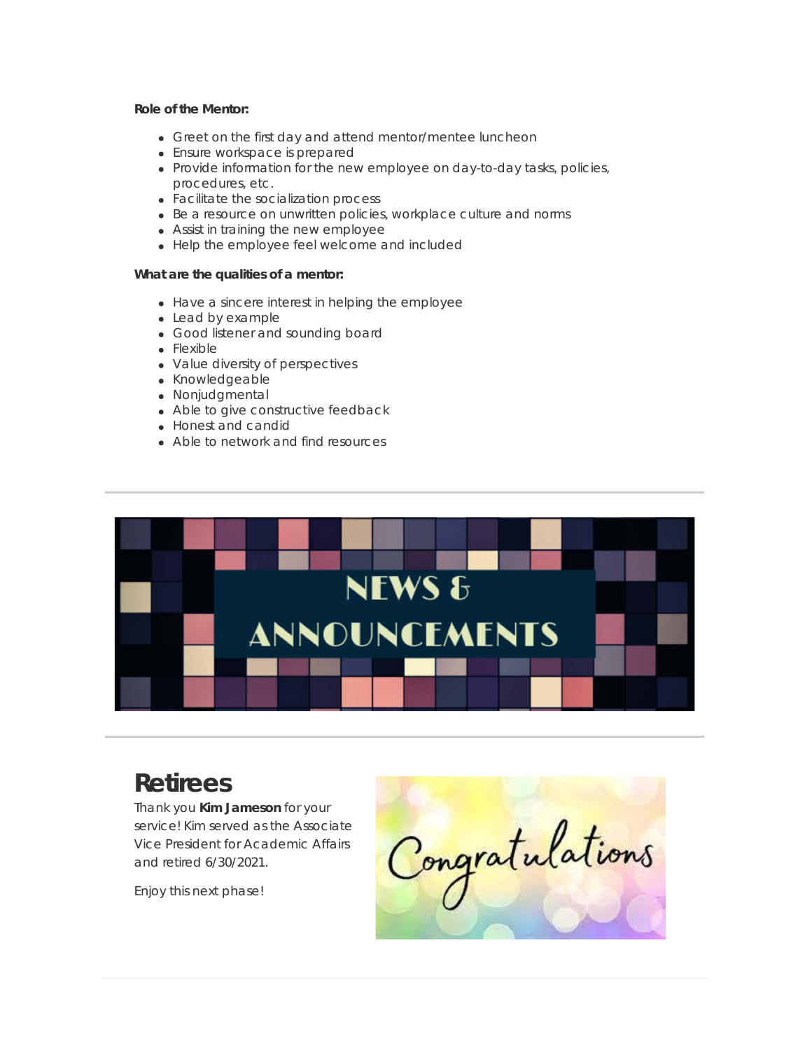**Role of the Mentor:**

- Greet on the first day and attend mentor/mentee luncheon
- Ensure workspace is prepared
- Provide information for the new employee on day-to-day tasks, policies, procedures, etc.
- Facilitate the socialization process
- Be a resource on unwritten policies, workplace culture and norms
- Assist in training the new employee
- Help the employee feel welcome and included

**What are the qualities of a mentor:**

- Have a sincere interest in helping the employee
- Lead by example
- Good listener and sounding board
- Flexible
- Value diversity of perspectives
- Knowledgeable
- Nonjudgmental
- Able to give constructive feedback
- Honest and candid
- Able to network and find resources

---

# NEWS & ANNOUNCEMENTS

---

## Retirees

Thank you **Kim Jameson** for your service! Kim served as the Associate Vice President for Academic Affairs and retired 6/30/2021.

Enjoy this next phase!

Congratulations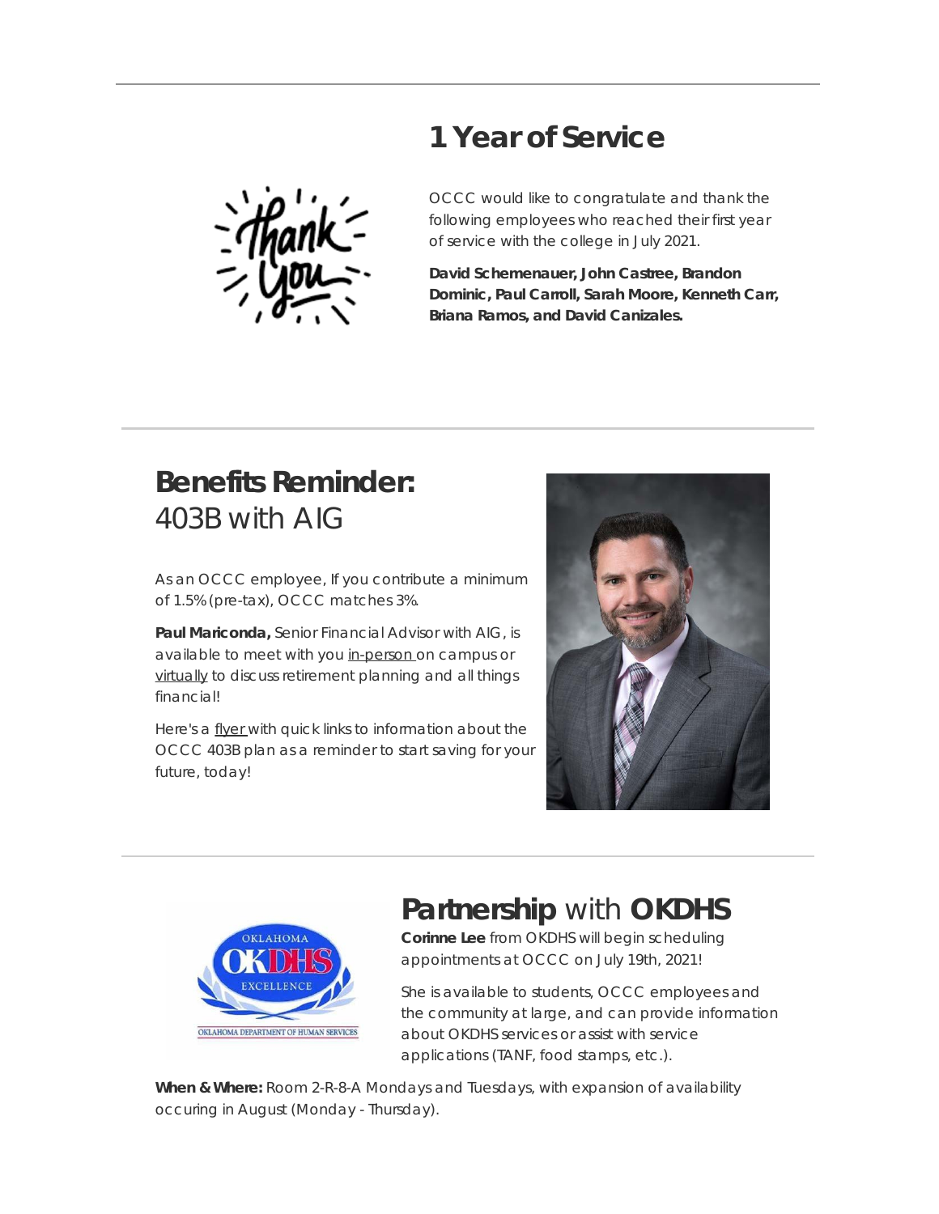## 1 Year of Service

OCCC would like to congratulate and thank the following employees who reached their first year of service with the college in July 2021.

**David Schemenauer, John Castree, Brandon Dominic, Paul Carroll, Sarah Moore, Kenneth Carr, Briana Ramos, and David Canizales.**

---

## **Benefits Reminder:** 403B with AIG

As an OCCC employee, If you contribute a minimum of 1.5% (pre-tax), OCCC matches 3%.

**Paul Mariconda,** Senior Financial Advisor with AIG, is available to meet with you in-person on campus or virtually to discuss retirement planning and all things financial!

Here's a flyer with quick links to information about the OCCC 403B plan as a reminder to start saving for your future, today!

---

## **Partnership** with **OKDHS**

**Corinne Lee** from OKDHS will begin scheduling appointments at OCCC on July 19th, 2021!

She is available to students, OCCC employees and the community at large, and can provide information about OKDHS services or assist with service applications (TANF, food stamps, etc.).

**When & Where:** Room 2-R-8-A Mondays and Tuesdays, with expansion of availability occuring in August (Monday - Thursday).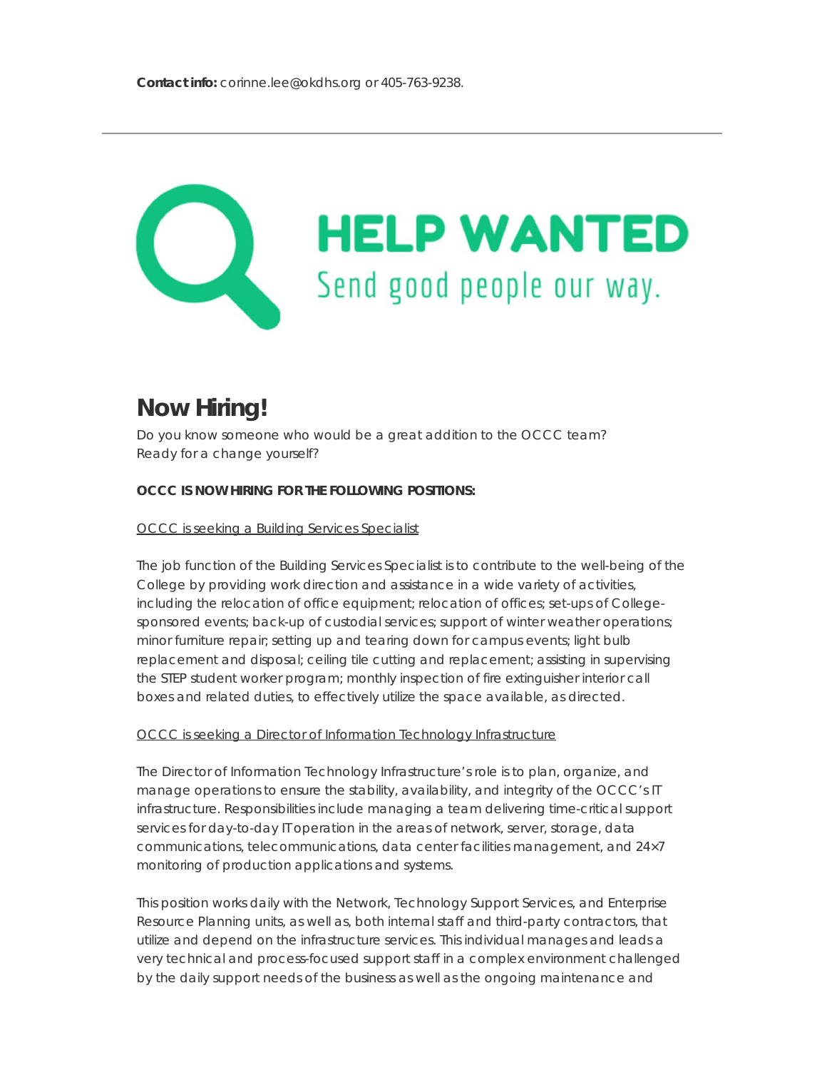**Contact info:** corinne.lee@okdhs.org or 405-763-9238.

---

HELP WANTED

Send good people our way.

## Now Hiring!

Do you know someone who would be a great addition to the OCCC team?
Ready for a change yourself?

**OCCC IS NOW HIRING FOR THE FOLLOWING POSITIONS:**

OCCC is seeking a Building Services Specialist

The job function of the Building Services Specialist is to contribute to the well-being of the College by providing work direction and assistance in a wide variety of activities, including the relocation of office equipment; relocation of offices; set-ups of College-sponsored events; back-up of custodial services; support of winter weather operations; minor furniture repair; setting up and tearing down for campus events; light bulb replacement and disposal; ceiling tile cutting and replacement; assisting in supervising the STEP student worker program; monthly inspection of fire extinguisher interior call boxes and related duties, to effectively utilize the space available, as directed.

OCCC is seeking a Director of Information Technology Infrastructure

The Director of Information Technology Infrastructure's role is to plan, organize, and manage operations to ensure the stability, availability, and integrity of the OCCC's IT infrastructure. Responsibilities include managing a team delivering time-critical support services for day-to-day IT operation in the areas of network, server, storage, data communications, telecommunications, data center facilities management, and 24×7 monitoring of production applications and systems.

This position works daily with the Network, Technology Support Services, and Enterprise Resource Planning units, as well as, both internal staff and third-party contractors, that utilize and depend on the infrastructure services. This individual manages and leads a very technical and process-focused support staff in a complex environment challenged by the daily support needs of the business as well as the ongoing maintenance and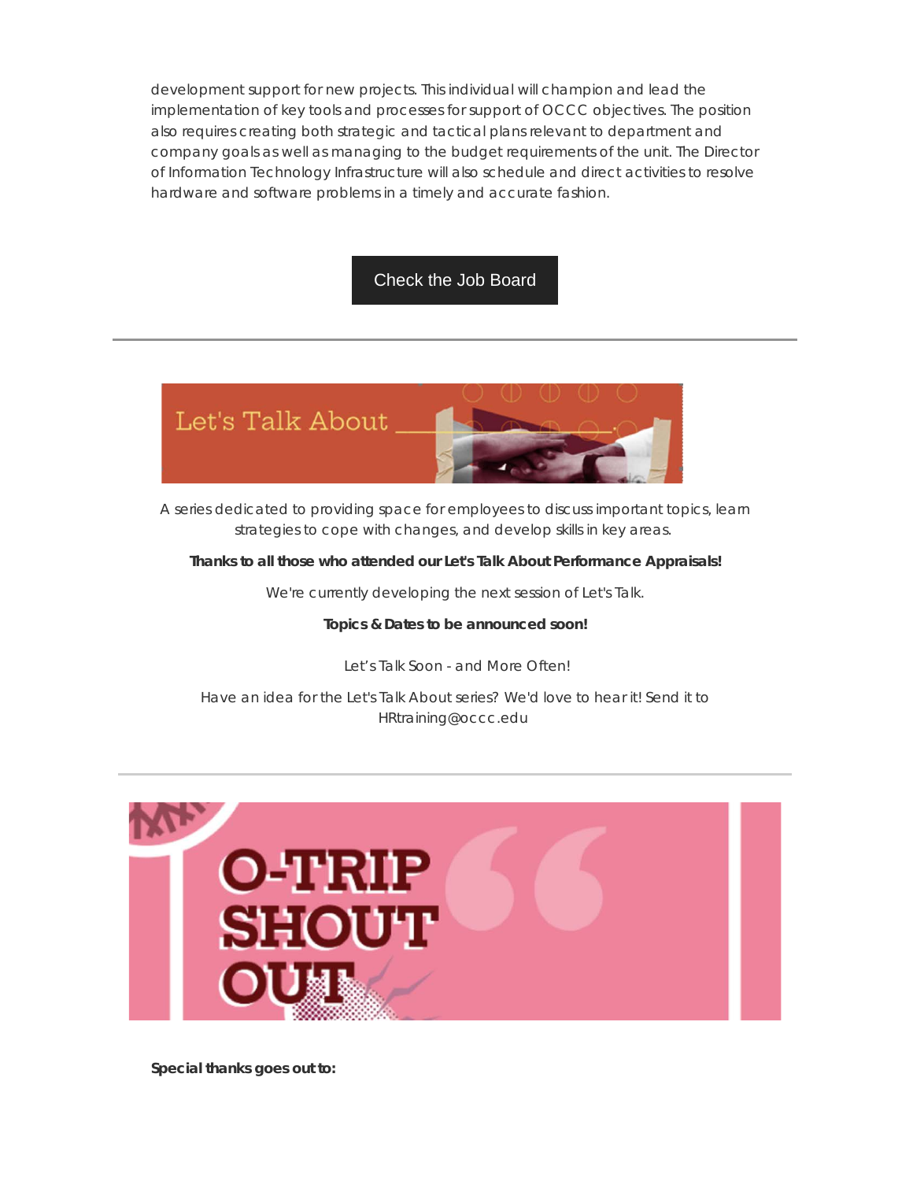development support for new projects. This individual will champion and lead the implementation of key tools and processes for support of OCCC objectives. The position also requires creating both strategic and tactical plans relevant to department and company goals as well as managing to the budget requirements of the unit. The Director of Information Technology Infrastructure will also schedule and direct activities to resolve hardware and software problems in a timely and accurate fashion.

Check the Job Board

---

Let's Talk About

A series dedicated to providing space for employees to discuss important topics, learn strategies to cope with changes, and develop skills in key areas.

**Thanks to all those who attended our Let's Talk About Performance Appraisals!**

We're currently developing the next session of Let's Talk.

**Topics & Dates to be announced soon!**

Let's Talk Soon - and More Often!

Have an idea for the Let's Talk About series? We'd love to hear it! Send it to HRtraining@occc.edu

---

O-TRIP SHOUT OUT

**Special thanks goes out to:**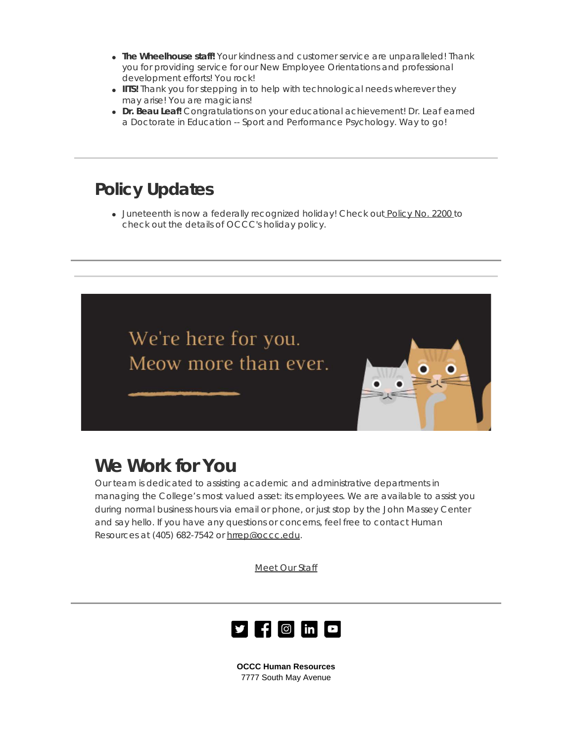- **The Wheelhouse staff!** Your kindness and customer service are unparalleled! Thank you for providing service for our New Employee Orientations and professional development efforts! You rock!
- **ITS!** Thank you for stepping in to help with technological needs wherever they may arise! You are magicians!
- **Dr. Beau Leaf!** Congratulations on your educational achievement! Dr. Leaf earned a Doctorate in Education -- Sport and Performance Psychology. Way to go!

---

## Policy Updates

- Juneteenth is now a federally recognized holiday! Check out Policy No. 2200 to check out the details of OCCC's holiday policy.

---

---

We're here for you.
Meow more than ever.

## We Work for You

Our team is dedicated to assisting academic and administrative departments in managing the College's most valued asset: its employees. We are available to assist you during normal business hours via email or phone, or just stop by the John Massey Center and say hello. If you have any questions or concerns, feel free to contact Human Resources at (405) 682-7542 or hrrep@occc.edu.

Meet Our Staff

---

**OCCC Human Resources**
7777 South May Avenue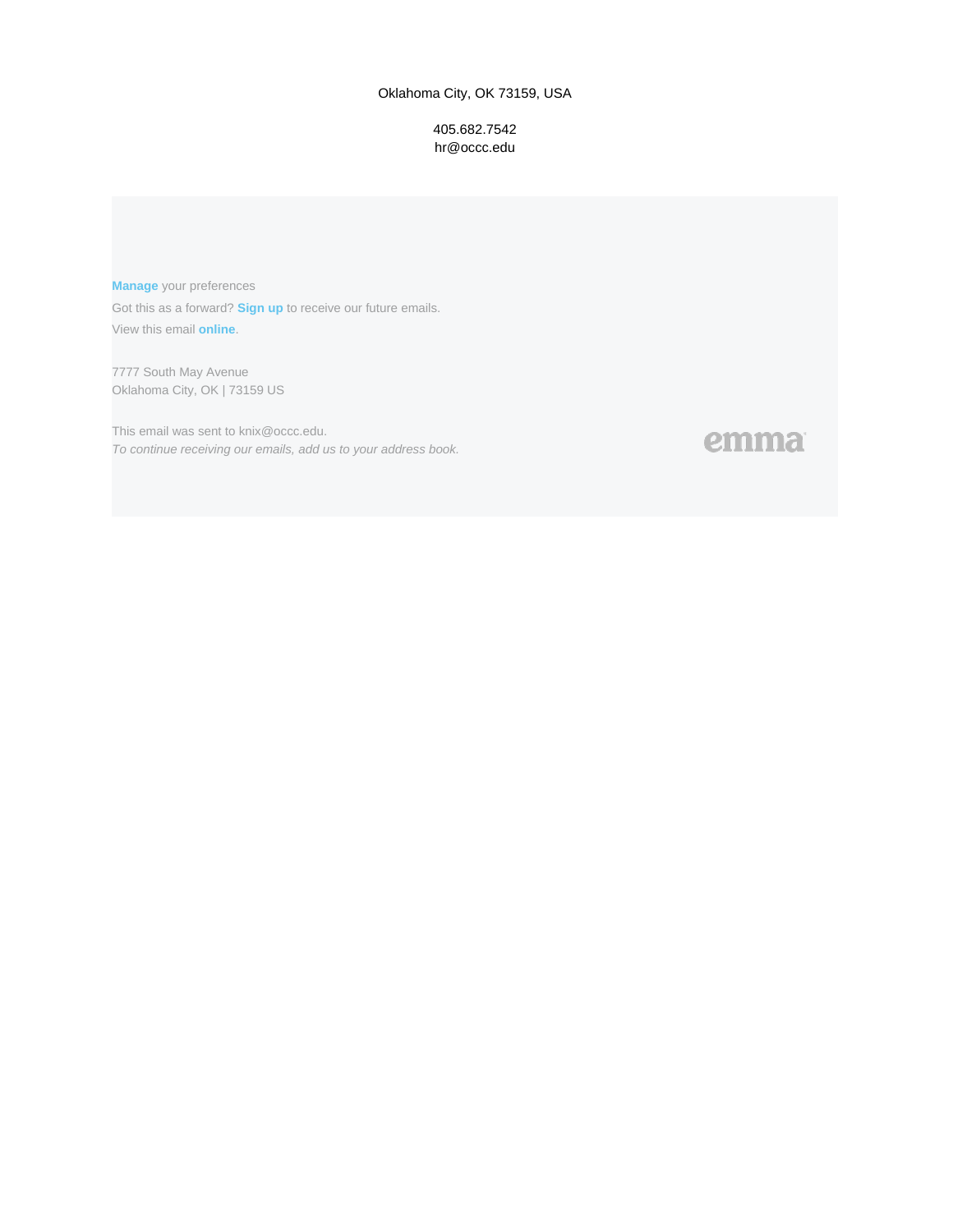Oklahoma City, OK 73159, USA

405.682.7542
hr@occc.edu

**Manage** your preferences
Got this as a forward? **Sign up** to receive our future emails.
View this email **online**.

7777 South May Avenue
Oklahoma City, OK | 73159 US

This email was sent to knix@occc.edu.
*To continue receiving our emails, add us to your address book.*

emma